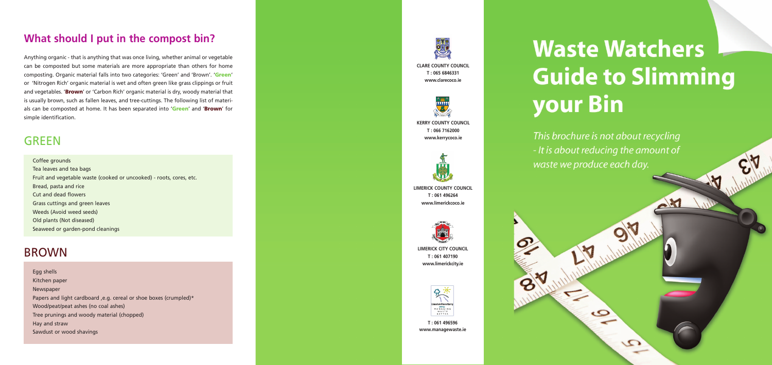## What should I put in the compost bin?

Anything organic - that is anything that was once living, whether animal or vegetable can be composted but some materials are more appropriate than others for home composting. Organic material falls into two categories: 'Green' and 'Brown'. '**Green**' or 'Nitrogen Rich' organic material is wet and often green like grass clippings or fruit and vegetables. '**Brown**' or 'Carbon Rich' organic material is dry, woody material that is usually brown, such as fallen leaves, and tree-cuttings. The following list of materials can be composted at home. It has been separated into '**Green**' and '**Brown**' for simple identification.

## GREEN

- Coffee grounds
- Tea leaves and tea bags
- Fruit and vegetable waste (cooked or uncooked) - roots, cores, etc.
- Bread, pasta and rice
- Cut and dead flowers
- Grass cuttings and green leaves
- Weeds (Avoid weed seeds)
- Old plants (Not diseased)
- Seaweed or garden-pond cleanings

## BROWN

- Egg shells
- Kitchen paper
- Newspaper
- Papers and light cardboard ,e.g. cereal or shoe boxes (crumpled)*
- Wood/peat/peat ashes (no coal ashes)
- Tree prunings and woody material (chopped)
- Hay and straw
- Sawdust or wood shavings

**CLARE COUNTY COUNCIL**
**T : 065 6846331**
**www.clarecoco.ie**

**KERRY COUNTY COUNCIL**
**T : 066 7162000**
**www.kerrycoco.ie**

**LIMERICK COUNTY COUNCIL**
**T : 061 496264**
**www.limerickcoco.ie**

**LIMERICK CITY COUNCIL**
**T : 061 407190**
**www.limerickcity.ie**

Limerick Clare Kerry
MANAGING WASTE BETTER

**T : 061 496596**
**www.managewaste.ie**

# Waste Watchers Guide to Slimming your Bin

*This brochure is not about recycling - It is about reducing the amount of waste we produce each day.*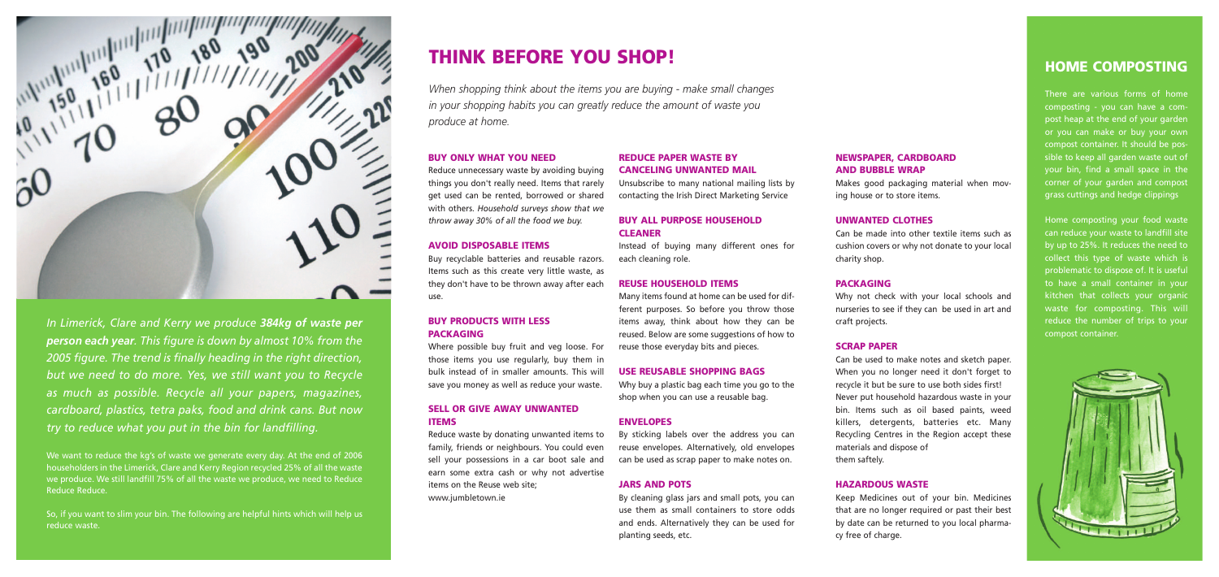*In Limerick, Clare and Kerry we produce **384kg of waste per person each year**. This figure is down by almost 10% from the 2005 figure. The trend is finally heading in the right direction, but we need to do more. Yes, we still want you to Recycle as much as possible. Recycle all your papers, magazines, cardboard, plastics, tetra paks, food and drink cans. But now try to reduce what you put in the bin for landfilling.*

We want to reduce the kg's of waste we generate every day. At the end of 2006 householders in the Limerick, Clare and Kerry Region recycled 25% of all the waste we produce. We still landfill 75% of all the waste we produce, we need to Reduce Reduce.

So, if you want to slim your bin. The following are helpful hints which will help us reduce waste.

# THINK BEFORE YOU SHOP!

*When shopping think about the items you are buying - make small changes in your shopping habits you can greatly reduce the amount of waste you produce at home.*

### BUY ONLY WHAT YOU NEED

Reduce unnecessary waste by avoiding buying things you don't really need. Items that rarely get used can be rented, borrowed or shared with others. *Household surveys show that we throw away 30% of all the food we buy.*

### AVOID DISPOSABLE ITEMS

Buy recyclable batteries and reusable razors. Items such as this create very little waste, as they don't have to be thrown away after each use.

### BUY PRODUCTS WITH LESS PACKAGING

Where possible buy fruit and veg loose. For those items you use regularly, buy them in bulk instead of in smaller amounts. This will save you money as well as reduce your waste.

### SELL OR GIVE AWAY UNWANTED ITEMS

Reduce waste by donating unwanted items to family, friends or neighbours. You could even sell your possessions in a car boot sale and earn some extra cash or why not advertise items on the Reuse web site; www.jumbletown.ie

### REDUCE PAPER WASTE BY CANCELING UNWANTED MAIL

Unsubscribe to many national mailing lists by contacting the Irish Direct Marketing Service

### BUY ALL PURPOSE HOUSEHOLD CLEANER

Instead of buying many different ones for each cleaning role.

### REUSE HOUSEHOLD ITEMS

Many items found at home can be used for different purposes. So before you throw those items away, think about how they can be reused. Below are some suggestions of how to reuse those everyday bits and pieces.

### USE REUSABLE SHOPPING BAGS

Why buy a plastic bag each time you go to the shop when you can use a reusable bag.

### ENVELOPES

By sticking labels over the address you can reuse envelopes. Alternatively, old envelopes can be used as scrap paper to make notes on.

### JARS AND POTS

By cleaning glass jars and small pots, you can use them as small containers to store odds and ends. Alternatively they can be used for planting seeds, etc.

### NEWSPAPER, CARDBOARD AND BUBBLE WRAP

Makes good packaging material when moving house or to store items.

### UNWANTED CLOTHES

Can be made into other textile items such as cushion covers or why not donate to your local charity shop.

### PACKAGING

Why not check with your local schools and nurseries to see if they can be used in art and craft projects.

### SCRAP PAPER

Can be used to make notes and sketch paper. When you no longer need it don't forget to recycle it but be sure to use both sides first!

Never put household hazardous waste in your bin. Items such as oil based paints, weed killers, detergents, batteries etc. Many Recycling Centres in the Region accept these materials and dispose of them saftely.

### HAZARDOUS WASTE

Keep Medicines out of your bin. Medicines that are no longer required or past their best by date can be returned to you local pharmacy free of charge.

## HOME COMPOSTING

There are various forms of home composting - you can have a compost heap at the end of your garden or you can make or buy your own compost container. It should be possible to keep all garden waste out of your bin, find a small space in the corner of your garden and compost grass cuttings and hedge clippings

Home composting your food waste can reduce your waste to landfill site by up to 25%. It reduces the need to collect this type of waste which is problematic to dispose of. It is useful to have a small container in your kitchen that collects your organic waste for composting. This will reduce the number of trips to your compost container.